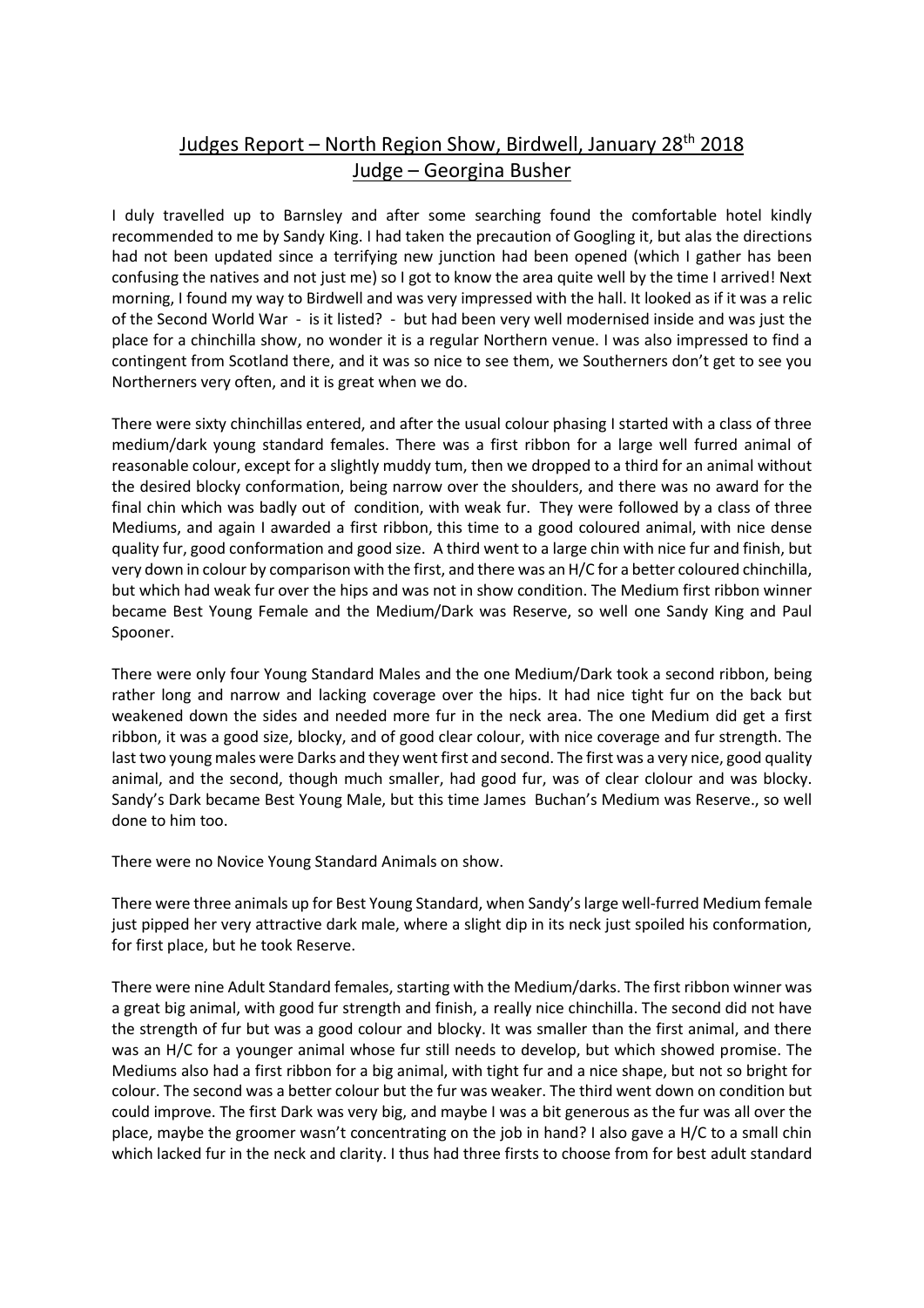# Judges Report – North Region Show, Birdwell, January 28th 2018
## Judge – Georgina Busher

I duly travelled up to Barnsley and after some searching found the comfortable hotel kindly recommended to me by Sandy King. I had taken the precaution of Googling it, but alas the directions had not been updated since a terrifying new junction had been opened (which I gather has been confusing the natives and not just me) so I got to know the area quite well by the time I arrived! Next morning, I found my way to Birdwell and was very impressed with the hall. It looked as if it was a relic of the Second World War - is it listed? - but had been very well modernised inside and was just the place for a chinchilla show, no wonder it is a regular Northern venue. I was also impressed to find a contingent from Scotland there, and it was so nice to see them, we Southerners don't get to see you Northerners very often, and it is great when we do.

There were sixty chinchillas entered, and after the usual colour phasing I started with a class of three medium/dark young standard females. There was a first ribbon for a large well furred animal of reasonable colour, except for a slightly muddy tum, then we dropped to a third for an animal without the desired blocky conformation, being narrow over the shoulders, and there was no award for the final chin which was badly out of condition, with weak fur. They were followed by a class of three Mediums, and again I awarded a first ribbon, this time to a good coloured animal, with nice dense quality fur, good conformation and good size. A third went to a large chin with nice fur and finish, but very down in colour by comparison with the first, and there was an H/C for a better coloured chinchilla, but which had weak fur over the hips and was not in show condition. The Medium first ribbon winner became Best Young Female and the Medium/Dark was Reserve, so well one Sandy King and Paul Spooner.

There were only four Young Standard Males and the one Medium/Dark took a second ribbon, being rather long and narrow and lacking coverage over the hips. It had nice tight fur on the back but weakened down the sides and needed more fur in the neck area. The one Medium did get a first ribbon, it was a good size, blocky, and of good clear colour, with nice coverage and fur strength. The last two young males were Darks and they went first and second. The first was a very nice, good quality animal, and the second, though much smaller, had good fur, was of clear clolour and was blocky. Sandy's Dark became Best Young Male, but this time James Buchan's Medium was Reserve., so well done to him too.

There were no Novice Young Standard Animals on show.

There were three animals up for Best Young Standard, when Sandy's large well-furred Medium female just pipped her very attractive dark male, where a slight dip in its neck just spoiled his conformation, for first place, but he took Reserve.

There were nine Adult Standard females, starting with the Medium/darks. The first ribbon winner was a great big animal, with good fur strength and finish, a really nice chinchilla. The second did not have the strength of fur but was a good colour and blocky. It was smaller than the first animal, and there was an H/C for a younger animal whose fur still needs to develop, but which showed promise. The Mediums also had a first ribbon for a big animal, with tight fur and a nice shape, but not so bright for colour. The second was a better colour but the fur was weaker. The third went down on condition but could improve. The first Dark was very big, and maybe I was a bit generous as the fur was all over the place, maybe the groomer wasn't concentrating on the job in hand? I also gave a H/C to a small chin which lacked fur in the neck and clarity. I thus had three firsts to choose from for best adult standard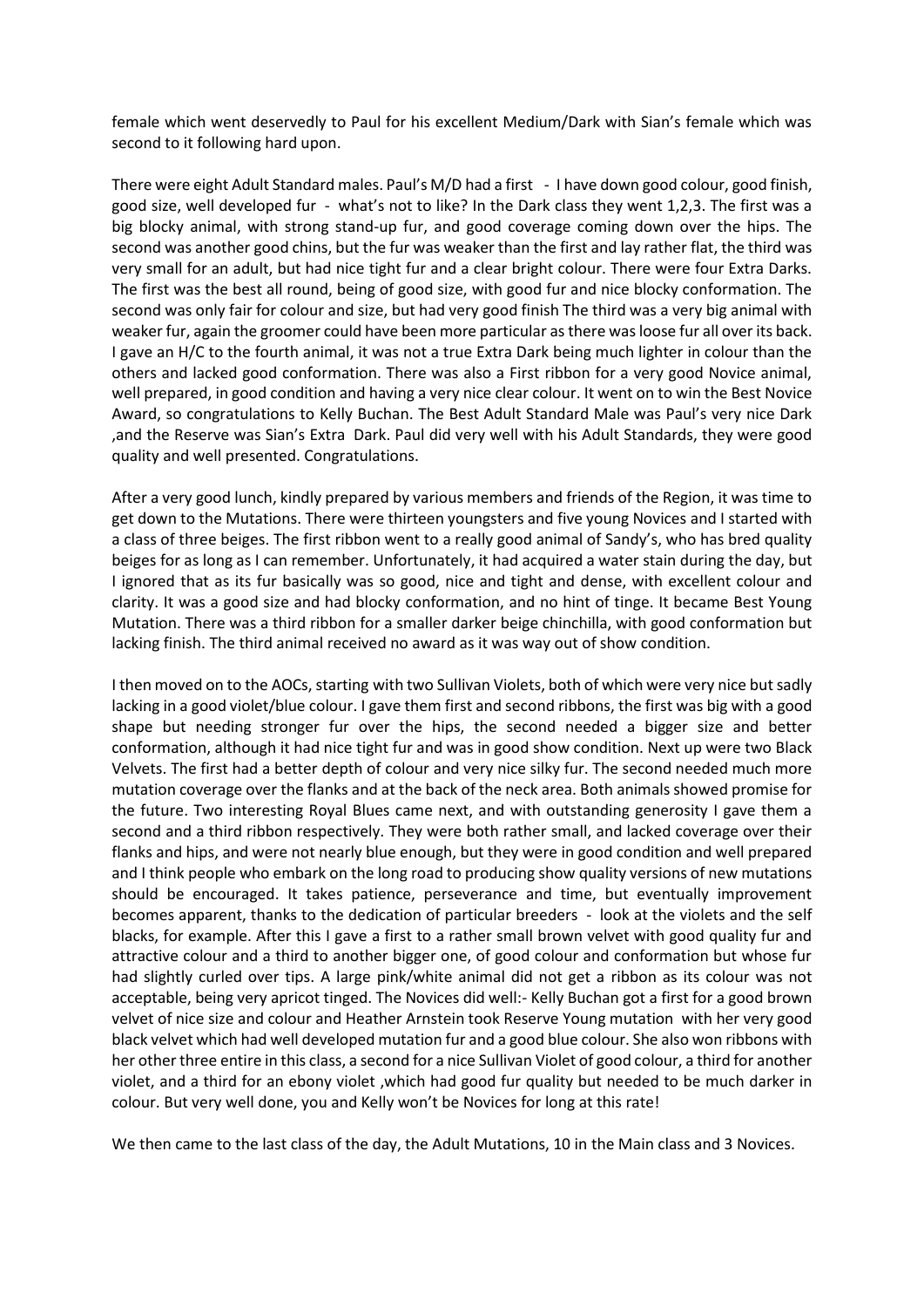female which went deservedly to Paul for his excellent Medium/Dark with Sian's female which was second to it following hard upon.

There were eight Adult Standard males. Paul's M/D had a first - I have down good colour, good finish, good size, well developed fur - what's not to like? In the Dark class they went 1,2,3. The first was a big blocky animal, with strong stand-up fur, and good coverage coming down over the hips. The second was another good chins, but the fur was weaker than the first and lay rather flat, the third was very small for an adult, but had nice tight fur and a clear bright colour. There were four Extra Darks. The first was the best all round, being of good size, with good fur and nice blocky conformation. The second was only fair for colour and size, but had very good finish The third was a very big animal with weaker fur, again the groomer could have been more particular as there was loose fur all over its back. I gave an H/C to the fourth animal, it was not a true Extra Dark being much lighter in colour than the others and lacked good conformation. There was also a First ribbon for a very good Novice animal, well prepared, in good condition and having a very nice clear colour. It went on to win the Best Novice Award, so congratulations to Kelly Buchan. The Best Adult Standard Male was Paul's very nice Dark ,and the Reserve was Sian's Extra Dark. Paul did very well with his Adult Standards, they were good quality and well presented. Congratulations.

After a very good lunch, kindly prepared by various members and friends of the Region, it was time to get down to the Mutations. There were thirteen youngsters and five young Novices and I started with a class of three beiges. The first ribbon went to a really good animal of Sandy's, who has bred quality beiges for as long as I can remember. Unfortunately, it had acquired a water stain during the day, but I ignored that as its fur basically was so good, nice and tight and dense, with excellent colour and clarity. It was a good size and had blocky conformation, and no hint of tinge. It became Best Young Mutation. There was a third ribbon for a smaller darker beige chinchilla, with good conformation but lacking finish. The third animal received no award as it was way out of show condition.

I then moved on to the AOCs, starting with two Sullivan Violets, both of which were very nice but sadly lacking in a good violet/blue colour. I gave them first and second ribbons, the first was big with a good shape but needing stronger fur over the hips, the second needed a bigger size and better conformation, although it had nice tight fur and was in good show condition. Next up were two Black Velvets. The first had a better depth of colour and very nice silky fur. The second needed much more mutation coverage over the flanks and at the back of the neck area. Both animals showed promise for the future. Two interesting Royal Blues came next, and with outstanding generosity I gave them a second and a third ribbon respectively. They were both rather small, and lacked coverage over their flanks and hips, and were not nearly blue enough, but they were in good condition and well prepared and I think people who embark on the long road to producing show quality versions of new mutations should be encouraged. It takes patience, perseverance and time, but eventually improvement becomes apparent, thanks to the dedication of particular breeders - look at the violets and the self blacks, for example. After this I gave a first to a rather small brown velvet with good quality fur and attractive colour and a third to another bigger one, of good colour and conformation but whose fur had slightly curled over tips. A large pink/white animal did not get a ribbon as its colour was not acceptable, being very apricot tinged. The Novices did well:- Kelly Buchan got a first for a good brown velvet of nice size and colour and Heather Arnstein took Reserve Young mutation with her very good black velvet which had well developed mutation fur and a good blue colour. She also won ribbons with her other three entire in this class, a second for a nice Sullivan Violet of good colour, a third for another violet, and a third for an ebony violet ,which had good fur quality but needed to be much darker in colour. But very well done, you and Kelly won't be Novices for long at this rate!

We then came to the last class of the day, the Adult Mutations, 10 in the Main class and 3 Novices.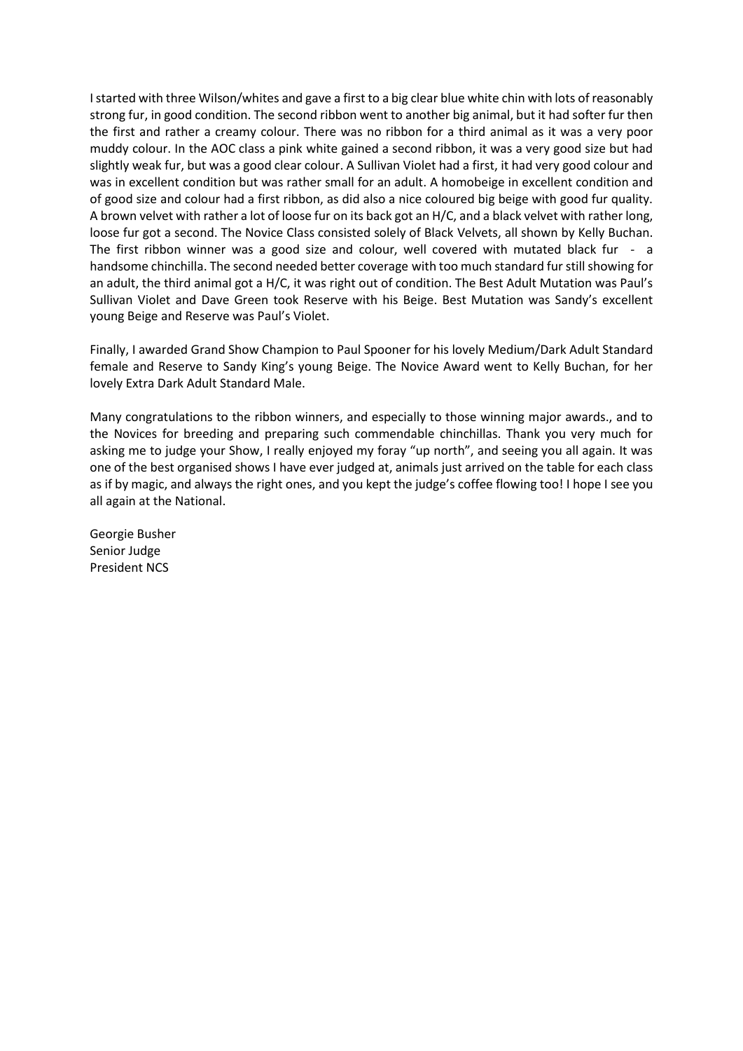I started with three Wilson/whites and gave a first to a big clear blue white chin with lots of reasonably strong fur, in good condition. The second ribbon went to another big animal, but it had softer fur then the first and rather a creamy colour. There was no ribbon for a third animal as it was a very poor muddy colour. In the AOC class a pink white gained a second ribbon, it was a very good size but had slightly weak fur, but was a good clear colour. A Sullivan Violet had a first, it had very good colour and was in excellent condition but was rather small for an adult. A homobeige in excellent condition and of good size and colour had a first ribbon, as did also a nice coloured big beige with good fur quality. A brown velvet with rather a lot of loose fur on its back got an H/C, and a black velvet with rather long, loose fur got a second. The Novice Class consisted solely of Black Velvets, all shown by Kelly Buchan. The first ribbon winner was a good size and colour, well covered with mutated black fur - a handsome chinchilla. The second needed better coverage with too much standard fur still showing for an adult, the third animal got a H/C, it was right out of condition. The Best Adult Mutation was Paul's Sullivan Violet and Dave Green took Reserve with his Beige. Best Mutation was Sandy's excellent young Beige and Reserve was Paul's Violet.

Finally, I awarded Grand Show Champion to Paul Spooner for his lovely Medium/Dark Adult Standard female and Reserve to Sandy King's young Beige. The Novice Award went to Kelly Buchan, for her lovely Extra Dark Adult Standard Male.

Many congratulations to the ribbon winners, and especially to those winning major awards., and to the Novices for breeding and preparing such commendable chinchillas. Thank you very much for asking me to judge your Show, I really enjoyed my foray "up north", and seeing you all again. It was one of the best organised shows I have ever judged at, animals just arrived on the table for each class as if by magic, and always the right ones, and you kept the judge's coffee flowing too! I hope I see you all again at the National.

Georgie Busher  
Senior Judge  
President NCS